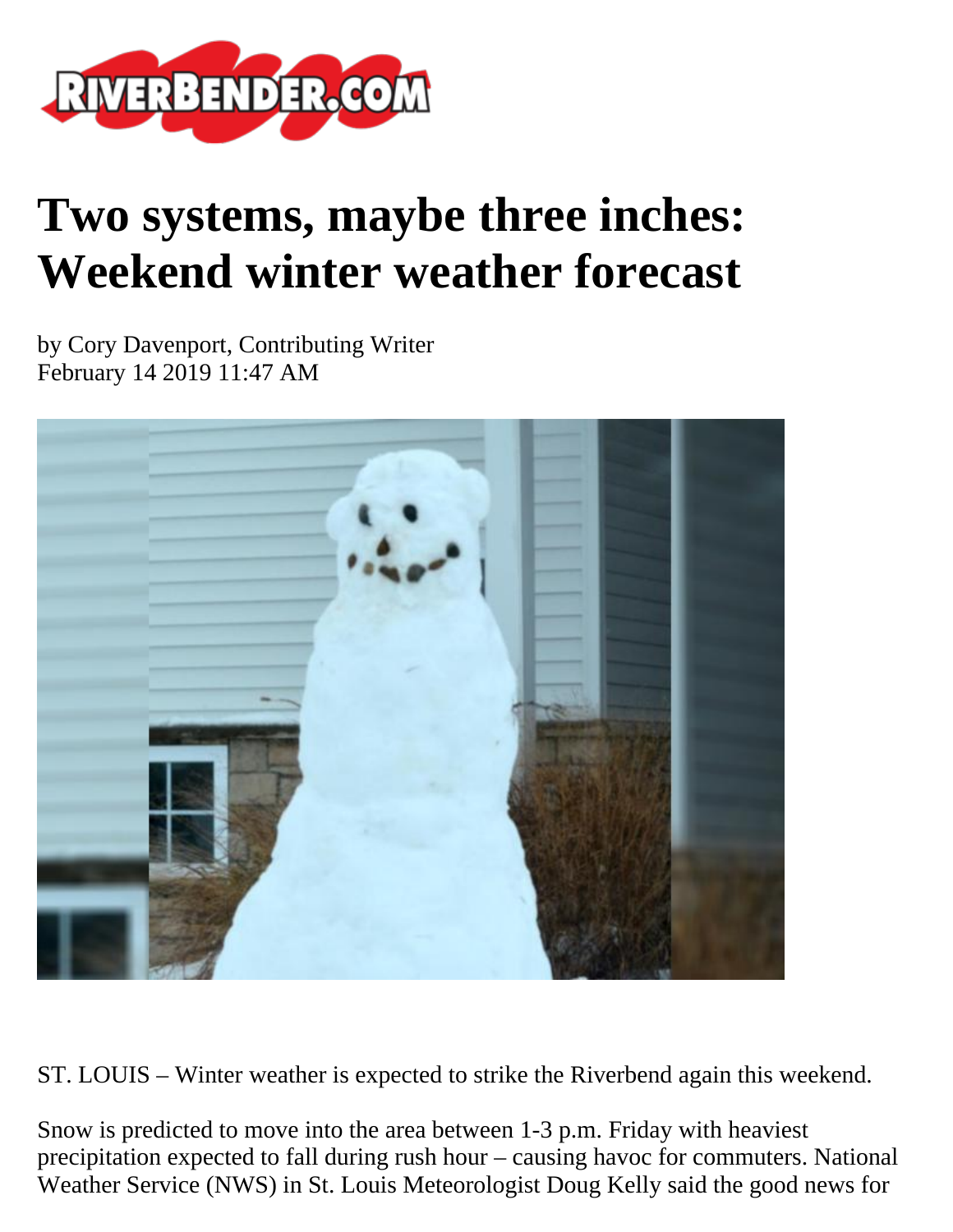# Two systems, maybe three inches: Weekend winter weather forecast

by Cory Davenport, Contributing Writer
February 14 2019 11:47 AM

ST. LOUIS – Winter weather is expected to strike the Riverbend again this weekend.

Snow is predicted to move into the area between 1-3 p.m. Friday with heaviest precipitation expected to fall during rush hour – causing havoc for commuters. National Weather Service (NWS) in St. Louis Meteorologist Doug Kelly said the good news for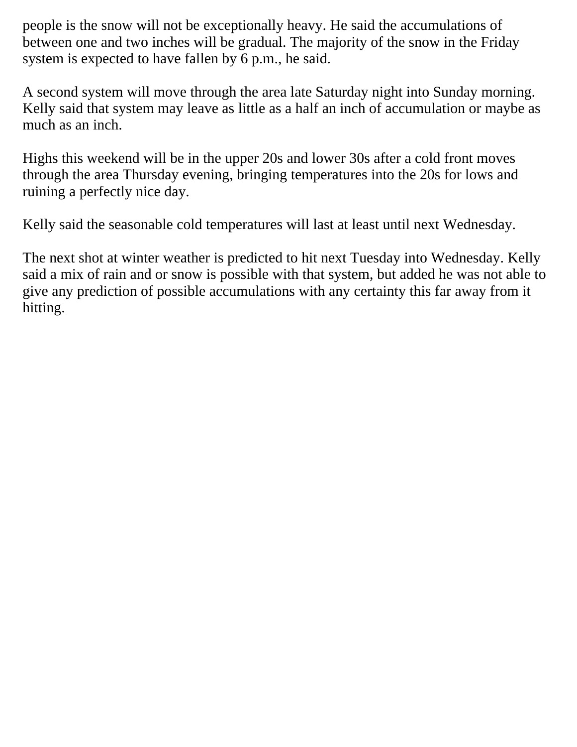people is the snow will not be exceptionally heavy. He said the accumulations of between one and two inches will be gradual. The majority of the snow in the Friday system is expected to have fallen by 6 p.m., he said.

A second system will move through the area late Saturday night into Sunday morning. Kelly said that system may leave as little as a half an inch of accumulation or maybe as much as an inch.

Highs this weekend will be in the upper 20s and lower 30s after a cold front moves through the area Thursday evening, bringing temperatures into the 20s for lows and ruining a perfectly nice day.

Kelly said the seasonable cold temperatures will last at least until next Wednesday.

The next shot at winter weather is predicted to hit next Tuesday into Wednesday. Kelly said a mix of rain and or snow is possible with that system, but added he was not able to give any prediction of possible accumulations with any certainty this far away from it hitting.